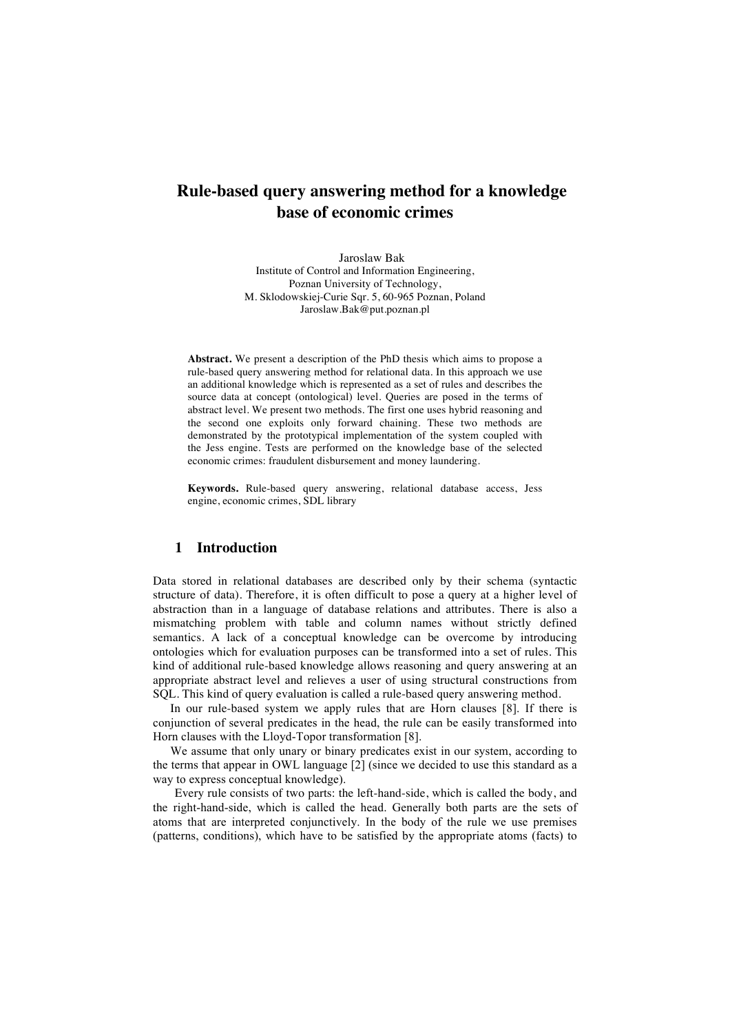# Rule-based query answering method for a knowledge base of economic crimes

Jaroslaw Bak  
Institute of Control and Information Engineering,  
Poznan University of Technology,  
M. Sklodowskiej-Curie Sqr. 5, 60-965 Poznan, Poland  
Jaroslaw.Bak@put.poznan.pl

**Abstract.** We present a description of the PhD thesis which aims to propose a rule-based query answering method for relational data. In this approach we use an additional knowledge which is represented as a set of rules and describes the source data at concept (ontological) level. Queries are posed in the terms of abstract level. We present two methods. The first one uses hybrid reasoning and the second one exploits only forward chaining. These two methods are demonstrated by the prototypical implementation of the system coupled with the Jess engine. Tests are performed on the knowledge base of the selected economic crimes: fraudulent disbursement and money laundering.

**Keywords.** Rule-based query answering, relational database access, Jess engine, economic crimes, SDL library

## 1 Introduction

Data stored in relational databases are described only by their schema (syntactic structure of data). Therefore, it is often difficult to pose a query at a higher level of abstraction than in a language of database relations and attributes. There is also a mismatching problem with table and column names without strictly defined semantics. A lack of a conceptual knowledge can be overcome by introducing ontologies which for evaluation purposes can be transformed into a set of rules. This kind of additional rule-based knowledge allows reasoning and query answering at an appropriate abstract level and relieves a user of using structural constructions from SQL. This kind of query evaluation is called a rule-based query answering method.

In our rule-based system we apply rules that are Horn clauses [8]. If there is conjunction of several predicates in the head, the rule can be easily transformed into Horn clauses with the Lloyd-Topor transformation [8].

We assume that only unary or binary predicates exist in our system, according to the terms that appear in OWL language [2] (since we decided to use this standard as a way to express conceptual knowledge).

Every rule consists of two parts: the left-hand-side, which is called the body, and the right-hand-side, which is called the head. Generally both parts are the sets of atoms that are interpreted conjunctively. In the body of the rule we use premises (patterns, conditions), which have to be satisfied by the appropriate atoms (facts) to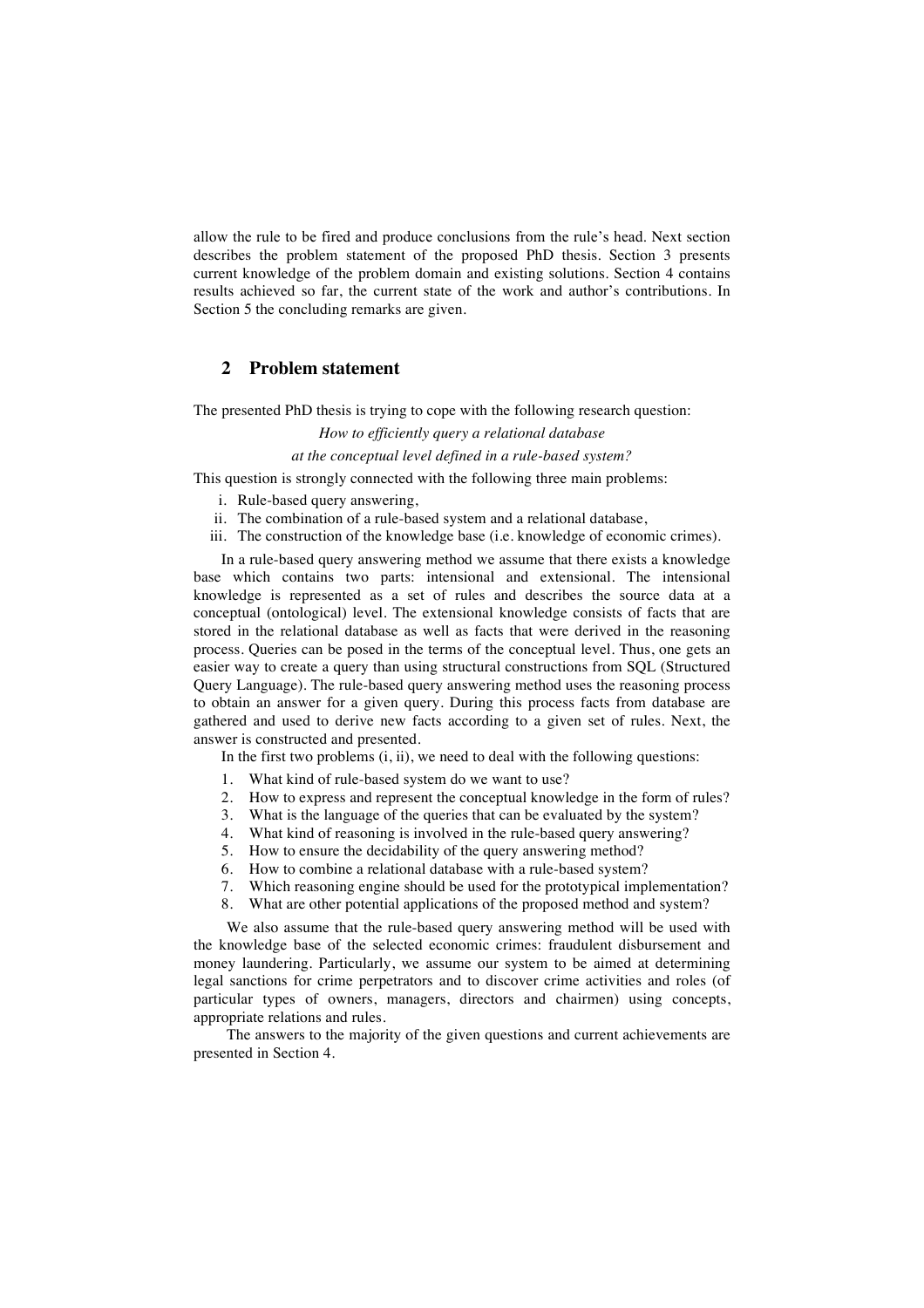allow the rule to be fired and produce conclusions from the rule's head. Next section describes the problem statement of the proposed PhD thesis. Section 3 presents current knowledge of the problem domain and existing solutions. Section 4 contains results achieved so far, the current state of the work and author's contributions. In Section 5 the concluding remarks are given.

## 2 Problem statement

The presented PhD thesis is trying to cope with the following research question:

*How to efficiently query a relational database*
*at the conceptual level defined in a rule-based system?*

This question is strongly connected with the following three main problems:

i. Rule-based query answering,
ii. The combination of a rule-based system and a relational database,
iii. The construction of the knowledge base (i.e. knowledge of economic crimes).

In a rule-based query answering method we assume that there exists a knowledge base which contains two parts: intensional and extensional. The intensional knowledge is represented as a set of rules and describes the source data at a conceptual (ontological) level. The extensional knowledge consists of facts that are stored in the relational database as well as facts that were derived in the reasoning process. Queries can be posed in the terms of the conceptual level. Thus, one gets an easier way to create a query than using structural constructions from SQL (Structured Query Language). The rule-based query answering method uses the reasoning process to obtain an answer for a given query. During this process facts from database are gathered and used to derive new facts according to a given set of rules. Next, the answer is constructed and presented.

In the first two problems (i, ii), we need to deal with the following questions:

1. What kind of rule-based system do we want to use?
2. How to express and represent the conceptual knowledge in the form of rules?
3. What is the language of the queries that can be evaluated by the system?
4. What kind of reasoning is involved in the rule-based query answering?
5. How to ensure the decidability of the query answering method?
6. How to combine a relational database with a rule-based system?
7. Which reasoning engine should be used for the prototypical implementation?
8. What are other potential applications of the proposed method and system?

We also assume that the rule-based query answering method will be used with the knowledge base of the selected economic crimes: fraudulent disbursement and money laundering. Particularly, we assume our system to be aimed at determining legal sanctions for crime perpetrators and to discover crime activities and roles (of particular types of owners, managers, directors and chairmen) using concepts, appropriate relations and rules.

The answers to the majority of the given questions and current achievements are presented in Section 4.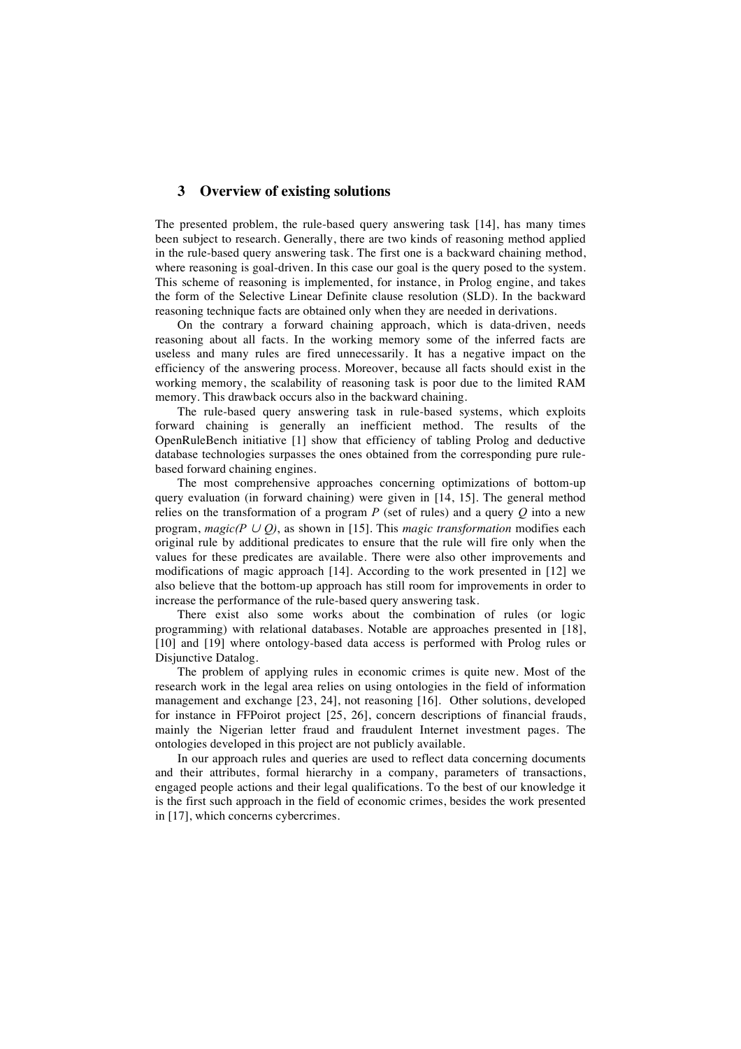## 3 Overview of existing solutions

The presented problem, the rule-based query answering task [14], has many times been subject to research. Generally, there are two kinds of reasoning method applied in the rule-based query answering task. The first one is a backward chaining method, where reasoning is goal-driven. In this case our goal is the query posed to the system. This scheme of reasoning is implemented, for instance, in Prolog engine, and takes the form of the Selective Linear Definite clause resolution (SLD). In the backward reasoning technique facts are obtained only when they are needed in derivations.

On the contrary a forward chaining approach, which is data-driven, needs reasoning about all facts. In the working memory some of the inferred facts are useless and many rules are fired unnecessarily. It has a negative impact on the efficiency of the answering process. Moreover, because all facts should exist in the working memory, the scalability of reasoning task is poor due to the limited RAM memory. This drawback occurs also in the backward chaining.

The rule-based query answering task in rule-based systems, which exploits forward chaining is generally an inefficient method. The results of the OpenRuleBench initiative [1] show that efficiency of tabling Prolog and deductive database technologies surpasses the ones obtained from the corresponding pure rule-based forward chaining engines.

The most comprehensive approaches concerning optimizations of bottom-up query evaluation (in forward chaining) were given in [14, 15]. The general method relies on the transformation of a program $P$ (set of rules) and a query $Q$ into a new program, *magic*$(P \cup Q)$, as shown in [15]. This *magic transformation* modifies each original rule by additional predicates to ensure that the rule will fire only when the values for these predicates are available. There were also other improvements and modifications of magic approach [14]. According to the work presented in [12] we also believe that the bottom-up approach has still room for improvements in order to increase the performance of the rule-based query answering task.

There exist also some works about the combination of rules (or logic programming) with relational databases. Notable are approaches presented in [18], [10] and [19] where ontology-based data access is performed with Prolog rules or Disjunctive Datalog.

The problem of applying rules in economic crimes is quite new. Most of the research work in the legal area relies on using ontologies in the field of information management and exchange [23, 24], not reasoning [16]. Other solutions, developed for instance in FFPoirot project [25, 26], concern descriptions of financial frauds, mainly the Nigerian letter fraud and fraudulent Internet investment pages. The ontologies developed in this project are not publicly available.

In our approach rules and queries are used to reflect data concerning documents and their attributes, formal hierarchy in a company, parameters of transactions, engaged people actions and their legal qualifications. To the best of our knowledge it is the first such approach in the field of economic crimes, besides the work presented in [17], which concerns cybercrimes.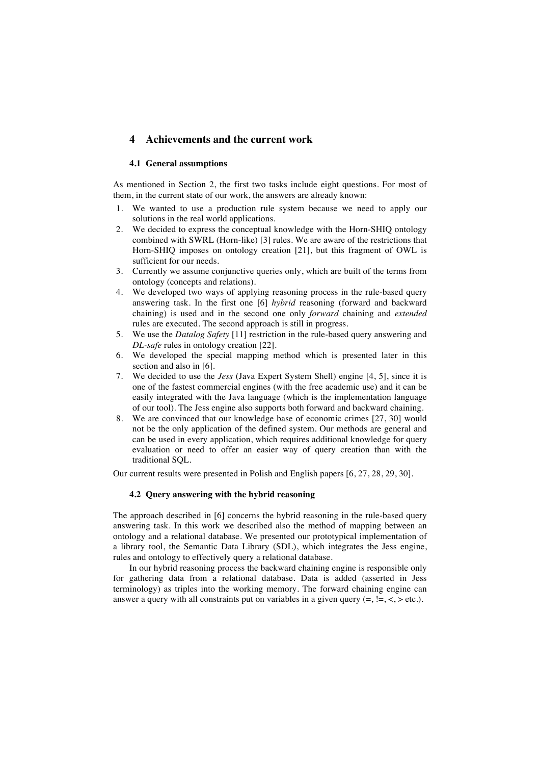## 4 Achievements and the current work

### 4.1 General assumptions

As mentioned in Section 2, the first two tasks include eight questions. For most of them, in the current state of our work, the answers are already known:

1. We wanted to use a production rule system because we need to apply our solutions in the real world applications.
2. We decided to express the conceptual knowledge with the Horn-SHIQ ontology combined with SWRL (Horn-like) [3] rules. We are aware of the restrictions that Horn-SHIQ imposes on ontology creation [21], but this fragment of OWL is sufficient for our needs.
3. Currently we assume conjunctive queries only, which are built of the terms from ontology (concepts and relations).
4. We developed two ways of applying reasoning process in the rule-based query answering task. In the first one [6] *hybrid* reasoning (forward and backward chaining) is used and in the second one only *forward* chaining and *extended* rules are executed. The second approach is still in progress.
5. We use the *Datalog Safety* [11] restriction in the rule-based query answering and *DL-safe* rules in ontology creation [22].
6. We developed the special mapping method which is presented later in this section and also in [6].
7. We decided to use the *Jess* (Java Expert System Shell) engine [4, 5], since it is one of the fastest commercial engines (with the free academic use) and it can be easily integrated with the Java language (which is the implementation language of our tool). The Jess engine also supports both forward and backward chaining.
8. We are convinced that our knowledge base of economic crimes [27, 30] would not be the only application of the defined system. Our methods are general and can be used in every application, which requires additional knowledge for query evaluation or need to offer an easier way of query creation than with the traditional SQL.

Our current results were presented in Polish and English papers [6, 27, 28, 29, 30].

### 4.2 Query answering with the hybrid reasoning

The approach described in [6] concerns the hybrid reasoning in the rule-based query answering task. In this work we described also the method of mapping between an ontology and a relational database. We presented our prototypical implementation of a library tool, the Semantic Data Library (SDL), which integrates the Jess engine, rules and ontology to effectively query a relational database.

In our hybrid reasoning process the backward chaining engine is responsible only for gathering data from a relational database. Data is added (asserted in Jess terminology) as triples into the working memory. The forward chaining engine can answer a query with all constraints put on variables in a given query (=, !=, <, > etc.).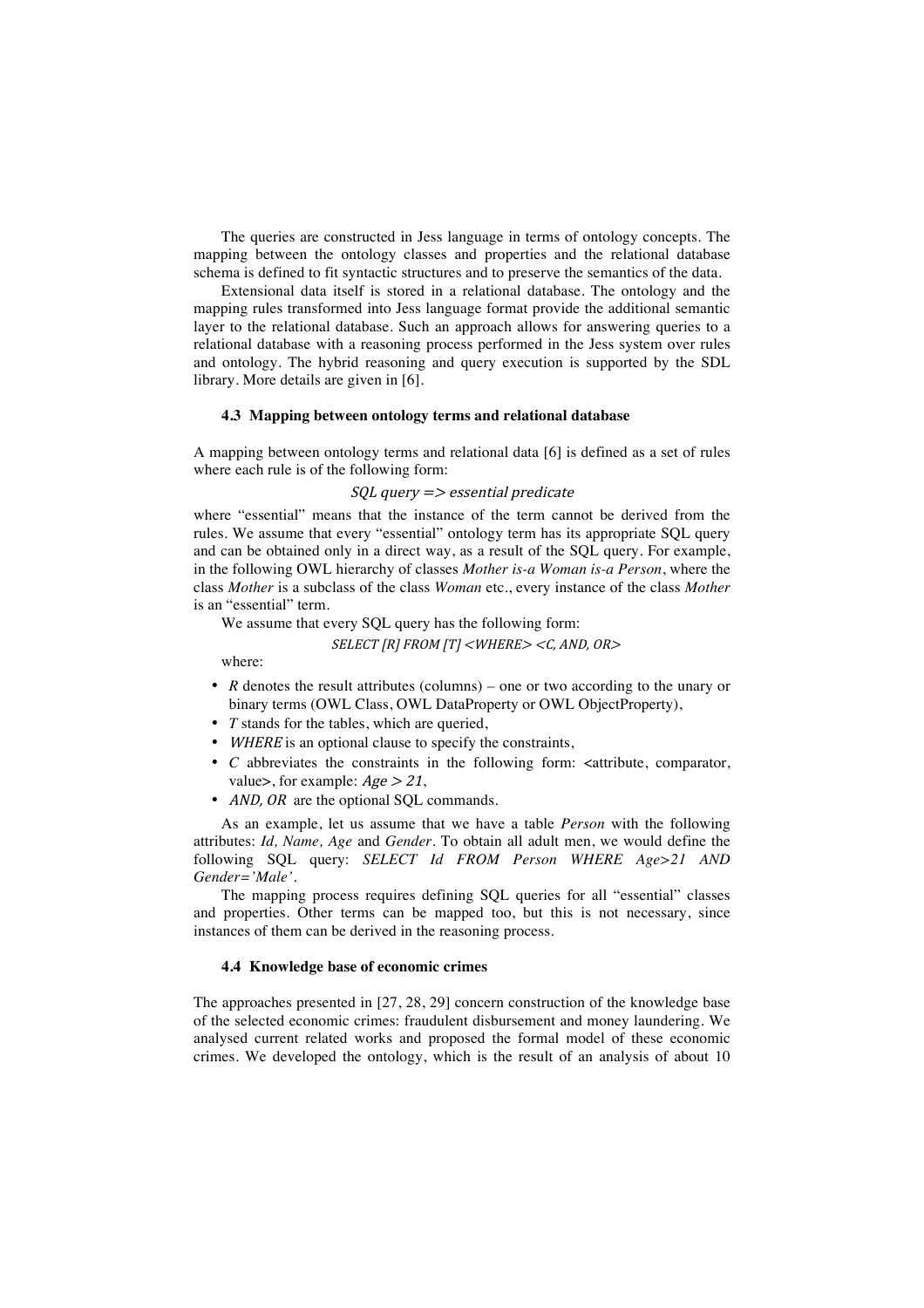The queries are constructed in Jess language in terms of ontology concepts. The mapping between the ontology classes and properties and the relational database schema is defined to fit syntactic structures and to preserve the semantics of the data.

Extensional data itself is stored in a relational database. The ontology and the mapping rules transformed into Jess language format provide the additional semantic layer to the relational database. Such an approach allows for answering queries to a relational database with a reasoning process performed in the Jess system over rules and ontology. The hybrid reasoning and query execution is supported by the SDL library. More details are given in [6].

### 4.3 Mapping between ontology terms and relational database

A mapping between ontology terms and relational data [6] is defined as a set of rules where each rule is of the following form:

*SQL query => essential predicate*

where "essential" means that the instance of the term cannot be derived from the rules. We assume that every "essential" ontology term has its appropriate SQL query and can be obtained only in a direct way, as a result of the SQL query. For example, in the following OWL hierarchy of classes *Mother is-a Woman is-a Person*, where the class *Mother* is a subclass of the class *Woman* etc., every instance of the class *Mother* is an "essential" term.

We assume that every SQL query has the following form:

*SELECT [R] FROM [T] <WHERE> <C, AND, OR>*

where:

- *R* denotes the result attributes (columns) – one or two according to the unary or binary terms (OWL Class, OWL DataProperty or OWL ObjectProperty),
- *T* stands for the tables, which are queried,
- *WHERE* is an optional clause to specify the constraints,
- *C* abbreviates the constraints in the following form: <attribute, comparator, value>, for example: *Age > 21*,
- *AND, OR* are the optional SQL commands.

As an example, let us assume that we have a table *Person* with the following attributes: *Id, Name, Age* and *Gender*. To obtain all adult men, we would define the following SQL query: *SELECT Id FROM Person WHERE Age>21 AND Gender='Male'*.

The mapping process requires defining SQL queries for all "essential" classes and properties. Other terms can be mapped too, but this is not necessary, since instances of them can be derived in the reasoning process.

### 4.4 Knowledge base of economic crimes

The approaches presented in [27, 28, 29] concern construction of the knowledge base of the selected economic crimes: fraudulent disbursement and money laundering. We analysed current related works and proposed the formal model of these economic crimes. We developed the ontology, which is the result of an analysis of about 10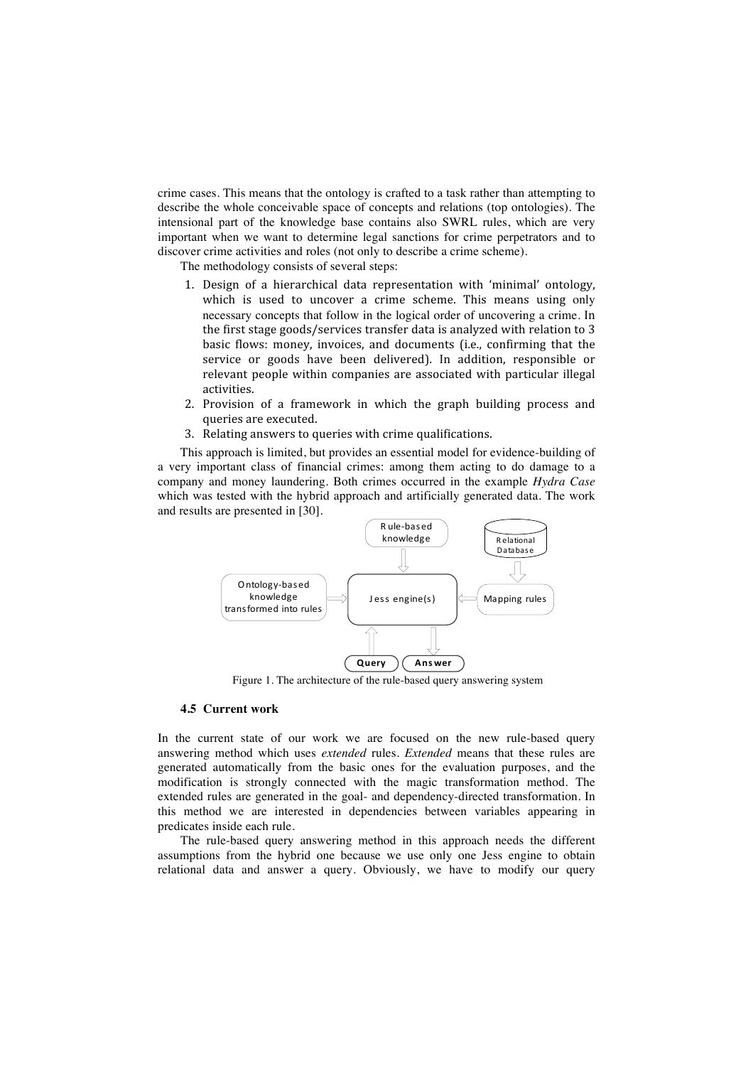crime cases. This means that the ontology is crafted to a task rather than attempting to describe the whole conceivable space of concepts and relations (top ontologies). The intensional part of the knowledge base contains also SWRL rules, which are very important when we want to determine legal sanctions for crime perpetrators and to discover crime activities and roles (not only to describe a crime scheme).

The methodology consists of several steps:

1. Design of a hierarchical data representation with 'minimal' ontology, which is used to uncover a crime scheme. This means using only necessary concepts that follow in the logical order of uncovering a crime. In the first stage goods/services transfer data is analyzed with relation to 3 basic flows: money, invoices, and documents (i.e., confirming that the service or goods have been delivered). In addition, responsible or relevant people within companies are associated with particular illegal activities.
2. Provision of a framework in which the graph building process and queries are executed.
3. Relating answers to queries with crime qualifications.

This approach is limited, but provides an essential model for evidence-building of a very important class of financial crimes: among them acting to do damage to a company and money laundering. Both crimes occurred in the example *Hydra Case* which was tested with the hybrid approach and artificially generated data. The work and results are presented in [30].

Figure 1. The architecture of the rule-based query answering system

### 4.5 Current work

In the current state of our work we are focused on the new rule-based query answering method which uses *extended* rules. *Extended* means that these rules are generated automatically from the basic ones for the evaluation purposes, and the modification is strongly connected with the magic transformation method. The extended rules are generated in the goal- and dependency-directed transformation. In this method we are interested in dependencies between variables appearing in predicates inside each rule.

The rule-based query answering method in this approach needs the different assumptions from the hybrid one because we use only one Jess engine to obtain relational data and answer a query. Obviously, we have to modify our query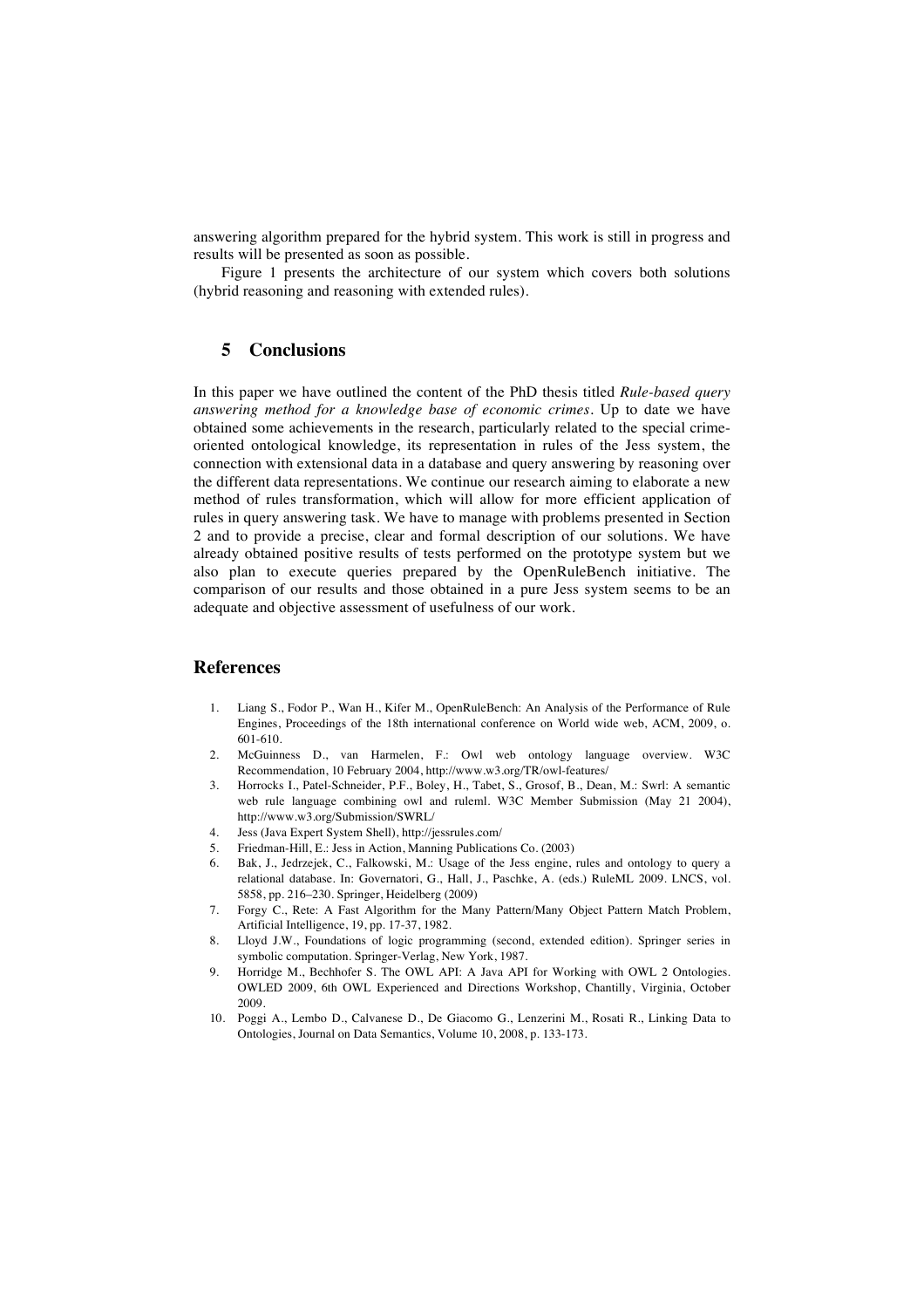answering algorithm prepared for the hybrid system. This work is still in progress and results will be presented as soon as possible.

Figure 1 presents the architecture of our system which covers both solutions (hybrid reasoning and reasoning with extended rules).

## 5 Conclusions

In this paper we have outlined the content of the PhD thesis titled *Rule-based query answering method for a knowledge base of economic crimes*. Up to date we have obtained some achievements in the research, particularly related to the special crime-oriented ontological knowledge, its representation in rules of the Jess system, the connection with extensional data in a database and query answering by reasoning over the different data representations. We continue our research aiming to elaborate a new method of rules transformation, which will allow for more efficient application of rules in query answering task. We have to manage with problems presented in Section 2 and to provide a precise, clear and formal description of our solutions. We have already obtained positive results of tests performed on the prototype system but we also plan to execute queries prepared by the OpenRuleBench initiative. The comparison of our results and those obtained in a pure Jess system seems to be an adequate and objective assessment of usefulness of our work.

## References

1. Liang S., Fodor P., Wan H., Kifer M., OpenRuleBench: An Analysis of the Performance of Rule Engines, Proceedings of the 18th international conference on World wide web, ACM, 2009, o. 601-610.
2. McGuinness D., van Harmelen, F.: Owl web ontology language overview. W3C Recommendation, 10 February 2004, http://www.w3.org/TR/owl-features/
3. Horrocks I., Patel-Schneider, P.F., Boley, H., Tabet, S., Grosof, B., Dean, M.: Swrl: A semantic web rule language combining owl and ruleml. W3C Member Submission (May 21 2004), http://www.w3.org/Submission/SWRL/
4. Jess (Java Expert System Shell), http://jessrules.com/
5. Friedman-Hill, E.: Jess in Action, Manning Publications Co. (2003)
6. Bak, J., Jedrzejek, C., Falkowski, M.: Usage of the Jess engine, rules and ontology to query a relational database. In: Governatori, G., Hall, J., Paschke, A. (eds.) RuleML 2009. LNCS, vol. 5858, pp. 216–230. Springer, Heidelberg (2009)
7. Forgy C., Rete: A Fast Algorithm for the Many Pattern/Many Object Pattern Match Problem, Artificial Intelligence, 19, pp. 17-37, 1982.
8. Lloyd J.W., Foundations of logic programming (second, extended edition). Springer series in symbolic computation. Springer-Verlag, New York, 1987.
9. Horridge M., Bechhofer S. The OWL API: A Java API for Working with OWL 2 Ontologies. OWLED 2009, 6th OWL Experienced and Directions Workshop, Chantilly, Virginia, October 2009.
10. Poggi A., Lembo D., Calvanese D., De Giacomo G., Lenzerini M., Rosati R., Linking Data to Ontologies, Journal on Data Semantics, Volume 10, 2008, p. 133-173.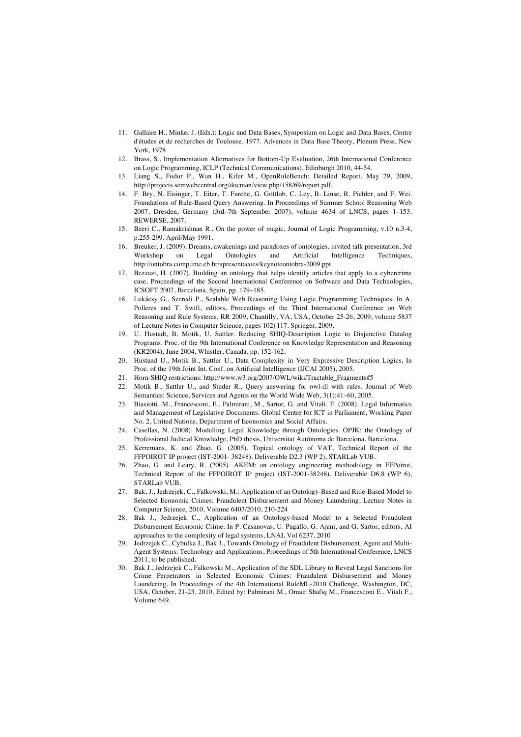11. Gallaire H., Minker J. (Eds.): Logic and Data Bases, Symposium on Logic and Data Bases, Centre d'études et de recherches de Toulouse, 1977. Advances in Data Base Theory, Plenum Press, New York, 1978
12. Brass, S., Implementation Alternatives for Bottom-Up Evaluation, 26th International Conference on Logic Programming, ICLP (Technical Communications), Edinburgh 2010, 44-54.
13. Liang S., Fodor P., Wan H., Kifer M., OpenRuleBench: Detailed Report, May 29, 2009, http://projects.semwebcentral.org/docman/view.php/158/69/report.pdf.
14. F. Bry, N. Eisinger, T. Eiter, T. Furche, G. Gottlob, C. Ley, B. Linse, R. Pichler, and F. Wei. Foundations of Rule-Based Query Answering. In Proceedings of Summer School Reasoning Web 2007, Dresden, Germany (3rd–7th September 2007), volume 4634 of LNCS, pages 1–153. REWERSE, 2007.
15. Beeri C., Ramakrishnan R., On the power of magic, Journal of Logic Programming, v.10 n.3-4, p.255-299, April/May 1991.
16. Breuker, J. (2009). Dreams, awakenings and paradoxes of ontologies, invited talk presentation, 3rd Workshop on Legal Ontologies and Artificial Intelligence Techniques, http://ontobra.comp.ime.eb.br/apresentacoes/keynoteontobra-2009.ppt.
17. Bezzazi, H. (2007). Building an ontology that helps identify articles that apply to a cybercrime case, Proceedings of the Second International Conference on Software and Data Technologies, ICSOFT 2007, Barcelona, Spain, pp. 179–185.
18. Lukácsy G., Szeredi P., Scalable Web Reasoning Using Logic Programming Techniques. In A. Polleres and T. Swift, editors, Proceedings of the Third International Conference on Web Reasoning and Rule Systems, RR 2009, Chantilly, VA, USA, October 25-26, 2009, volume 5837 of Lecture Notes in Computer Science, pages 102{117. Springer, 2009.
19. U. Hustadt, B. Motik, U. Sattler. Reducing SHIQ-Description Logic to Disjunctive Datalog Programs. Proc. of the 9th International Conference on Knowledge Representation and Reasoning (KR2004), June 2004, Whistler, Canada, pp. 152-162.
20. Hustand U., Motik B., Sattler U., Data Complexity in Very Expressive Description Logics, In Proc. of the 19th Joint Int. Conf. on Artificial Intelligence (IJCAI 2005), 2005.
21. Horn-SHIQ restrictions: http://www.w3.org/2007/OWL/wiki/Tractable_Fragments#5
22. Motik B., Sattler U., and Studer R., Query answering for owl-dl with rules. Journal of Web Semantics: Science, Services and Agents on the World Wide Web, 3(1):41–60, 2005.
23. Biasiotti, M., Francesconi, E., Palmirani, M., Sartor, G. and Vitali, F. (2008). Legal Informatics and Management of Legislative Documents. Global Centre for ICT in Parliament, Working Paper No. 2, United Nations, Department of Economics and Social Affairs.
24. Casellas, N. (2008). Modelling Legal Knowledge through Ontologies. OPJK: the Ontology of Professional Judicial Knowledge, PhD thesis, Universitat Autónoma de Barcelona, Barcelona.
25. Kerremans, K. and Zhao, G. (2005). Topical ontology of VAT, Technical Report of the FFPOIROT IP project (IST-2001- 38248). Deliverable D2.3 (WP 2), STARLab VUB.
26. Zhao, G. and Leary, R. (2005). AKEM: an ontology engineering methodology in FFPoirot, Technical Report of the FFPOIROT IP project (IST-2001-38248). Deliverable D6.8 (WP 6), STARLab VUB.
27. Bak, J., Jedrzejek, C., Falkowski, M.: Application of an Ontology-Based and Rule-Based Model to Selected Economic Crimes: Fraudulent Disbursement and Money Laundering, Lecture Notes in Computer Science, 2010, Volume 6403/2010, 210-224
28. Bak J., Jedrzejek C., Application of an Ontology-based Model to a Selected Fraudulent Disbursement Economic Crime. In P. Casanovas, U. Pagallo, G. Ajani, and G. Sartor, editors, AI approaches to the complexity of legal systems, LNAI, Vol 6237, 2010
29. Jedrzejek C., Cybulka J., Bak J., Towards Ontology of Fraudulent Disbursement, Agent and Multi-Agent Systems: Technology and Applications, Proceedings of 5th International Conference, LNCS 2011, to be published.
30. Bak J., Jedrzejek C., Falkowski M., Application of the SDL Library to Reveal Legal Sanctions for Crime Perpetrators in Selected Economic Crimes: Fraudulent Disbursement and Money Laundering, In Proceedings of the 4th International RuleML-2010 Challenge, Washington, DC, USA, October, 21-23, 2010. Edited by: Palmirani M., Omair Shafiq M., Francesconi E., Vitali F., Volume 649.